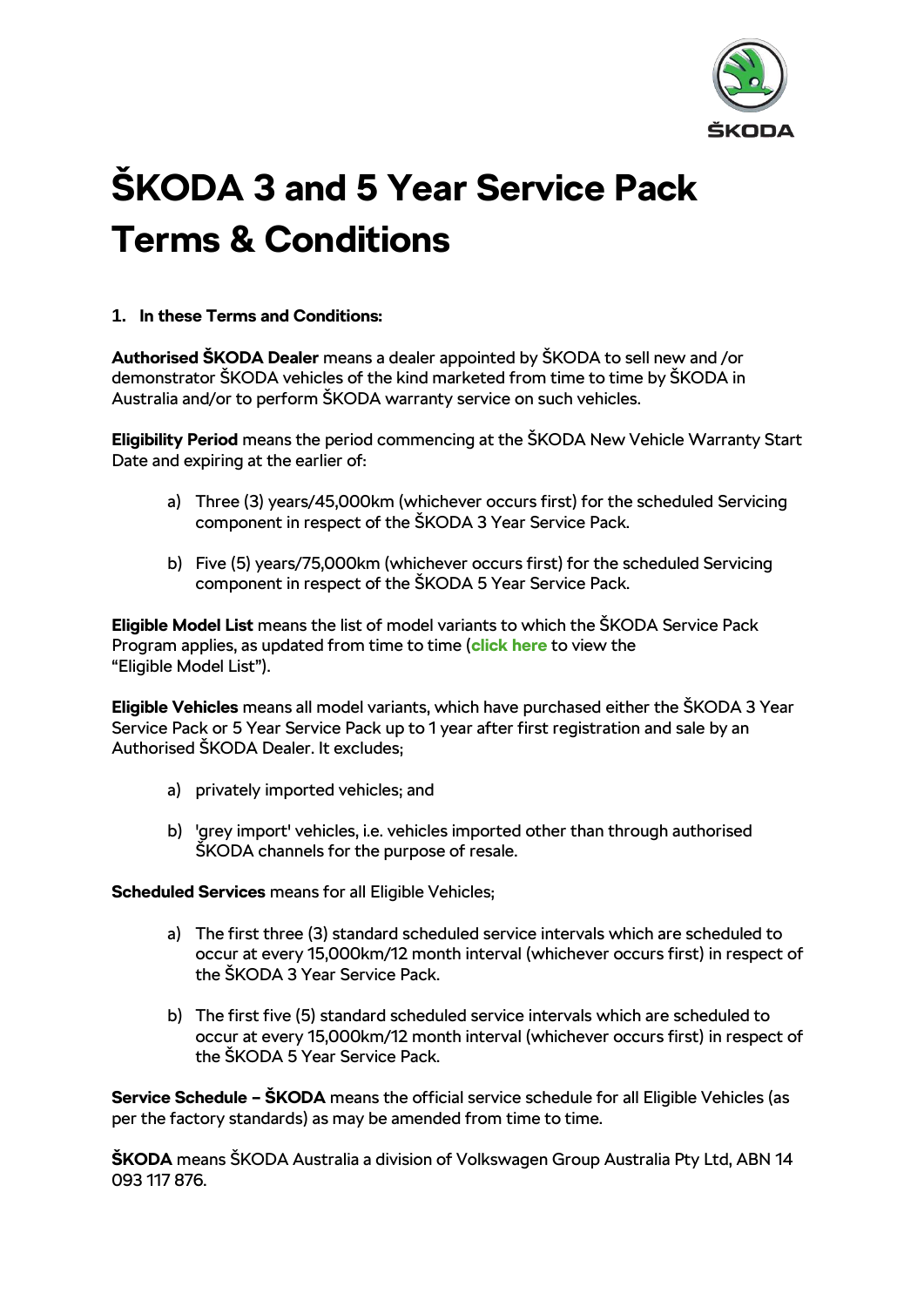# ŠKODA 3 and 5 Year Service Pack Terms & Conditions

**1. In these Terms and Conditions:**

**Authorised ŠKODA Dealer** means a dealer appointed by ŠKODA to sell new and /or demonstrator ŠKODA vehicles of the kind marketed from time to time by ŠKODA in Australia and/or to perform ŠKODA warranty service on such vehicles.

**Eligibility Period** means the period commencing at the ŠKODA New Vehicle Warranty Start Date and expiring at the earlier of:

a) Three (3) years/45,000km (whichever occurs first) for the scheduled Servicing component in respect of the ŠKODA 3 Year Service Pack.

b) Five (5) years/75,000km (whichever occurs first) for the scheduled Servicing component in respect of the ŠKODA 5 Year Service Pack.

**Eligible Model List** means the list of model variants to which the ŠKODA Service Pack Program applies, as updated from time to time (**click here** to view the "Eligible Model List").

**Eligible Vehicles** means all model variants, which have purchased either the ŠKODA 3 Year Service Pack or 5 Year Service Pack up to 1 year after first registration and sale by an Authorised ŠKODA Dealer. It excludes;

a) privately imported vehicles; and

b) 'grey import' vehicles, i.e. vehicles imported other than through authorised ŠKODA channels for the purpose of resale.

**Scheduled Services** means for all Eligible Vehicles;

a) The first three (3) standard scheduled service intervals which are scheduled to occur at every 15,000km/12 month interval (whichever occurs first) in respect of the ŠKODA 3 Year Service Pack.

b) The first five (5) standard scheduled service intervals which are scheduled to occur at every 15,000km/12 month interval (whichever occurs first) in respect of the ŠKODA 5 Year Service Pack.

**Service Schedule – ŠKODA** means the official service schedule for all Eligible Vehicles (as per the factory standards) as may be amended from time to time.

**ŠKODA** means ŠKODA Australia a division of Volkswagen Group Australia Pty Ltd, ABN 14 093 117 876.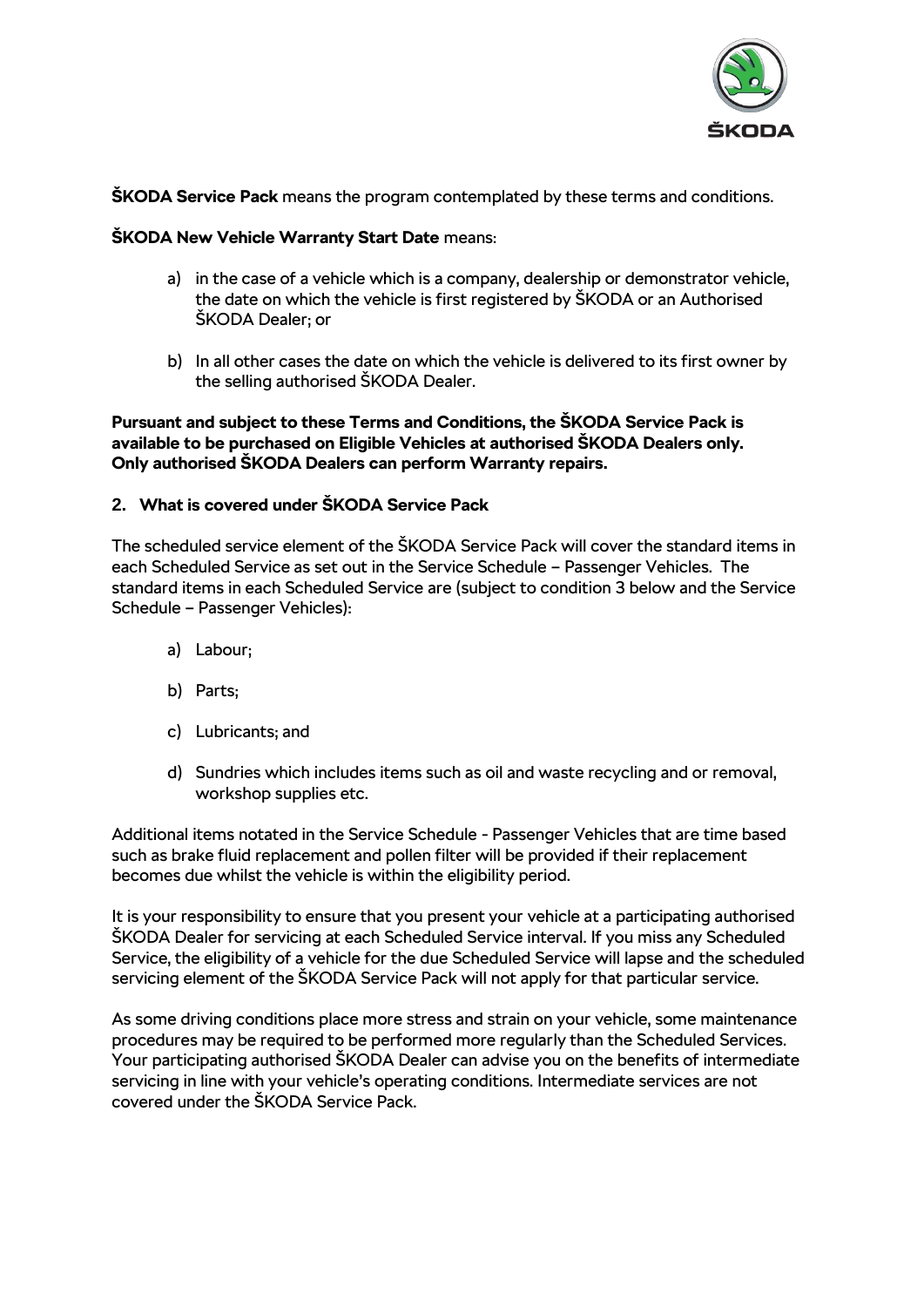**ŠKODA Service Pack** means the program contemplated by these terms and conditions.

**ŠKODA New Vehicle Warranty Start Date** means:

a) in the case of a vehicle which is a company, dealership or demonstrator vehicle, the date on which the vehicle is first registered by ŠKODA or an Authorised ŠKODA Dealer; or

b) In all other cases the date on which the vehicle is delivered to its first owner by the selling authorised ŠKODA Dealer.

**Pursuant and subject to these Terms and Conditions, the ŠKODA Service Pack is available to be purchased on Eligible Vehicles at authorised ŠKODA Dealers only. Only authorised ŠKODA Dealers can perform Warranty repairs.**

## 2. What is covered under ŠKODA Service Pack

The scheduled service element of the ŠKODA Service Pack will cover the standard items in each Scheduled Service as set out in the Service Schedule – Passenger Vehicles. The standard items in each Scheduled Service are (subject to condition 3 below and the Service Schedule – Passenger Vehicles):

a) Labour;

b) Parts;

c) Lubricants; and

d) Sundries which includes items such as oil and waste recycling and or removal, workshop supplies etc.

Additional items notated in the Service Schedule - Passenger Vehicles that are time based such as brake fluid replacement and pollen filter will be provided if their replacement becomes due whilst the vehicle is within the eligibility period.

It is your responsibility to ensure that you present your vehicle at a participating authorised ŠKODA Dealer for servicing at each Scheduled Service interval. If you miss any Scheduled Service, the eligibility of a vehicle for the due Scheduled Service will lapse and the scheduled servicing element of the ŠKODA Service Pack will not apply for that particular service.

As some driving conditions place more stress and strain on your vehicle, some maintenance procedures may be required to be performed more regularly than the Scheduled Services. Your participating authorised ŠKODA Dealer can advise you on the benefits of intermediate servicing in line with your vehicle's operating conditions. Intermediate services are not covered under the ŠKODA Service Pack.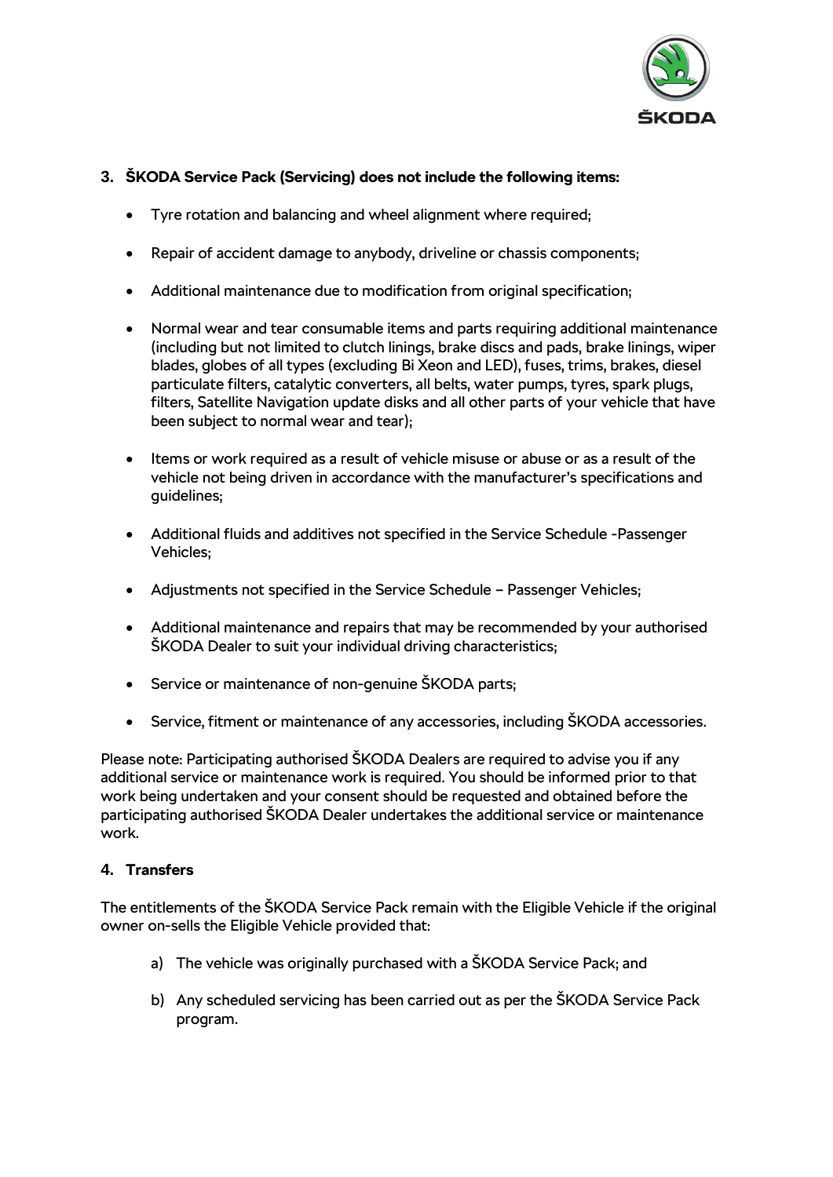### 3. ŠKODA Service Pack (Servicing) does not include the following items:

- Tyre rotation and balancing and wheel alignment where required;
- Repair of accident damage to anybody, driveline or chassis components;
- Additional maintenance due to modification from original specification;
- Normal wear and tear consumable items and parts requiring additional maintenance (including but not limited to clutch linings, brake discs and pads, brake linings, wiper blades, globes of all types (excluding Bi Xeon and LED), fuses, trims, brakes, diesel particulate filters, catalytic converters, all belts, water pumps, tyres, spark plugs, filters, Satellite Navigation update disks and all other parts of your vehicle that have been subject to normal wear and tear);
- Items or work required as a result of vehicle misuse or abuse or as a result of the vehicle not being driven in accordance with the manufacturer's specifications and guidelines;
- Additional fluids and additives not specified in the Service Schedule -Passenger Vehicles;
- Adjustments not specified in the Service Schedule – Passenger Vehicles;
- Additional maintenance and repairs that may be recommended by your authorised ŠKODA Dealer to suit your individual driving characteristics;
- Service or maintenance of non-genuine ŠKODA parts;
- Service, fitment or maintenance of any accessories, including ŠKODA accessories.

Please note: Participating authorised ŠKODA Dealers are required to advise you if any additional service or maintenance work is required. You should be informed prior to that work being undertaken and your consent should be requested and obtained before the participating authorised ŠKODA Dealer undertakes the additional service or maintenance work.

### 4. Transfers

The entitlements of the ŠKODA Service Pack remain with the Eligible Vehicle if the original owner on-sells the Eligible Vehicle provided that:

a) The vehicle was originally purchased with a ŠKODA Service Pack; and

b) Any scheduled servicing has been carried out as per the ŠKODA Service Pack program.